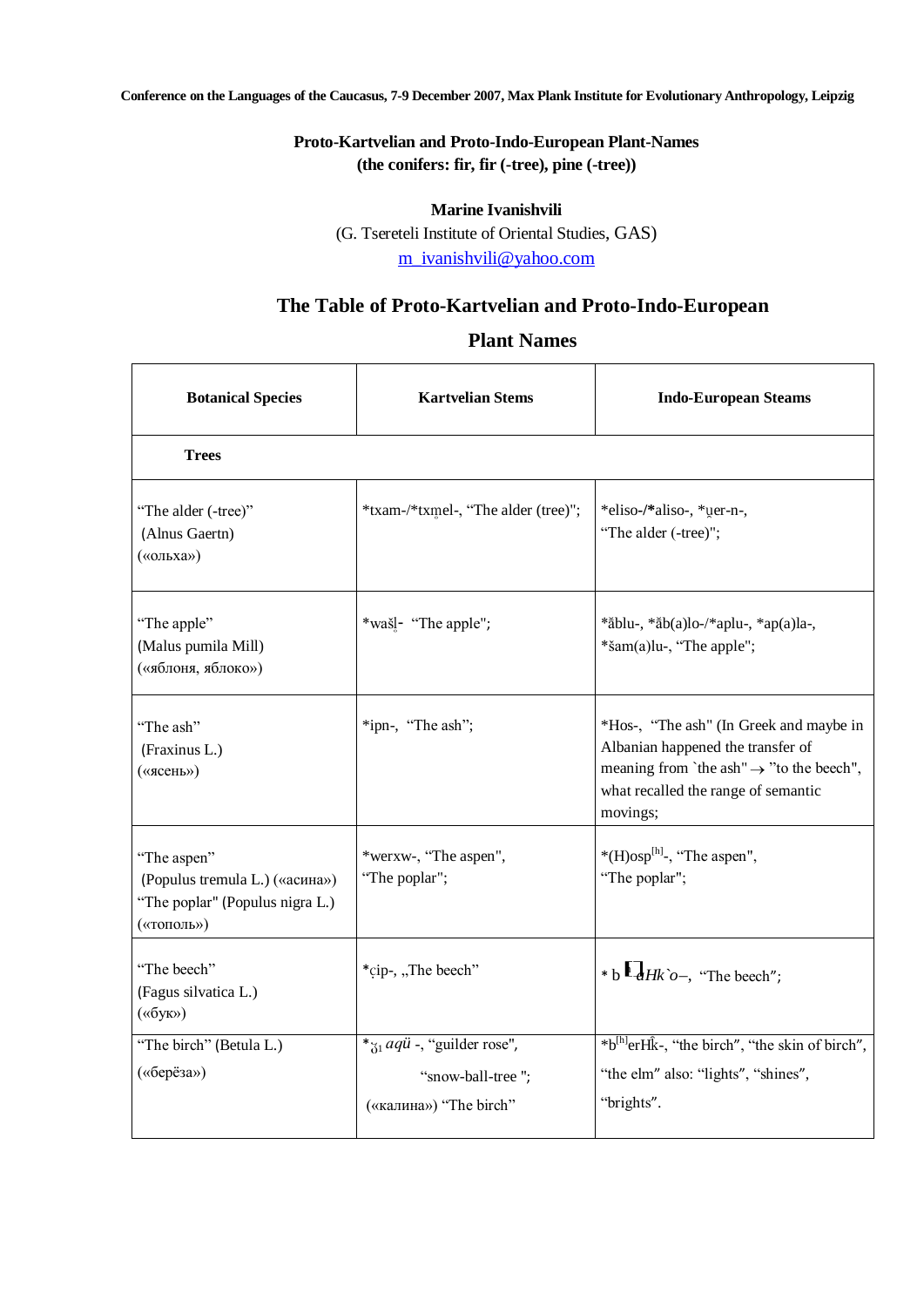**Conference on the Languages of the Caucasus, 7-9 December 2007, Max Plank Institute for Evolutionary Anthropology, Leipzig**

**Proto-Kartvelian and Proto-Indo-European Plant-Names**
**(the conifers: fir, fir (-tree), pine (-tree))**

**Marine Ivanishvili**
(G. Tsereteli Institute of Oriental Studies, GAS)
m_ivanishvili@yahoo.com

## The Table of Proto-Kartvelian and Proto-Indo-European Plant Names

| Botanical Species | Kartvelian Stems | Indo-European Steams |
|---|---|---|
| **Trees** | | |
| "The alder (-tree)" (Alnus Gaertn) («ольха») | *txam-/*txm̥el-, "The alder (tree)"; | *eliso-/*aliso-, *u̯er-n-, "The alder (-tree)"; |
| "The apple" (Malus pumila Mill) («яблоня, яблоко») | *wašl̥- "The apple"; | *ăblu-, *ăb(a)lo-/*aplu-, *ap(a)la-, *šam(a)lu-, "The apple"; |
| "The ash" (Fraxinus L.) («ясень») | *ipn-, "The ash"; | *Hos-, "The ash" (In Greek and maybe in Albanian happened the transfer of meaning from `the ash" → "to the beech", what recalled the range of semantic movings; |
| "The aspen" (Populus tremula L.) («асина») "The poplar" (Populus nigra L.) («тополь») | *werxw-, "The aspen", "The poplar"; | *(H)osp[h]-, "The aspen", "The poplar"; |
| "The beech" (Fagus silvatica L.) («бук») | *ċip-, „The beech" | * b □*aHk`o*–, "The beech"; |
| "The birch" (Betula L.) («берёза») | *ǯ₁ *aqü* -, "guilder rose", "snow-ball-tree "; («калина») "The birch" | *b[h]erHk̂-, "the birch", "the skin of birch", "the elm" also: "lights", "shines", "brights". |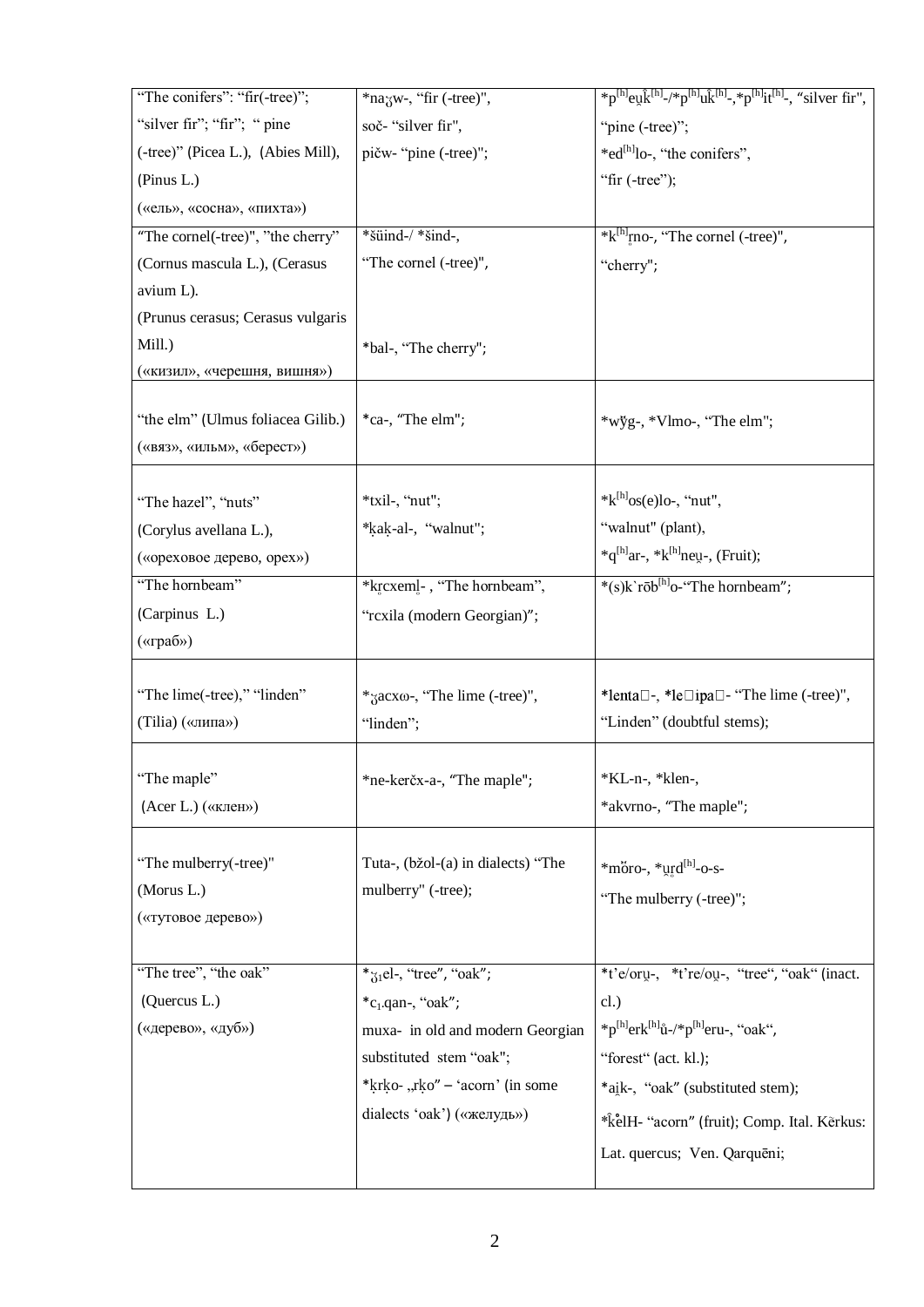| "The conifers": "fir(-tree)"; "silver fir"; "fir"; " pine (-tree)" (Picea L.), (Abies Mill), (Pinus L.) («ель», «сосна», «пихта») | *naʒw-, "fir (-tree)", soč- "silver fir", pičw- "pine (-tree)"; | *p[h]eu̯k̂[h]-/*p[h]uk̂[h]-,*p[h]it[h]-, "silver fir", "pine (-tree)"; *ed[h]lo-, "the conifers", "fir (-tree"); |
|---|---|---|
| "The cornel(-tree)", "the cherry" (Cornus mascula L.), (Cerasus avium L). (Prunus cerasus; Cerasus vulgaris Mill.) («кизил», «черешня, вишня») | *šüind-/ *šind-, "The cornel (-tree)", *bal-, "The cherry"; | *k[h]r̥no-, "The cornel (-tree)", "cherry"; |
| "the elm" (Ulmus foliacea Gilib.) («вяз», «ильм», «берест») | *ca-, "The elm"; | *wy̆g-, *Vlmo-, "The elm"; |
| "The hazel", "nuts" (Corylus avellana L.), («ореховое дерево, орех») | *txil-, "nut"; *ḳaḳ-al-, "walnut"; | *k[h]os(e)lo-, "nut", "walnut" (plant), *q[h]ar-, *k[h]neu̯-, (Fruit); |
| "The hornbeam" (Carpinus L.) («граб») | *ḳr̥cxeml̥- , "The hornbeam", "rcxila (modern Georgian)"; | *(s)k`rōb[h]o-"The hornbeam"; |
| "The lime(-tree)," "linden" (Tilia) («липа») | *ʒacxω-, "The lime (-tree)", "linden"; | *lenta□-, *le□ipa□- "The lime (-tree)", "Linden" (doubtful stems); |
| "The maple" (Acer L.) («клен») | *ne-kerčx-a-, "The maple"; | *KL-n-, *klen-, *akvrno-, "The maple"; |
| "The mulberry(-tree)" (Morus L.) («тутовое дерево») | Tuta-, (bžol-(a) in dialects) "The mulberry" (-tree); | *mŏ̆ro-, *u̯r̥d[h]-o-s- "The mulberry (-tree)"; |
| "The tree", "the oak" (Quercus L.) («дерево», «дуб») | *$ʒ_1$el-, "tree", "oak"; *$c_1$.qan-, "oak"; muxa- in old and modern Georgian substituted stem "oak"; *ḳrḳo- „rḳo" – 'acorn' (in some dialects 'oak') («желудь») | *t'e/oru̯-, *t're/ou̯-, "tree", "oak" (inact. cl.) *p[h]erk[h]u̥-/*p[h]eru-, "oak", "forest" (act. kl.); *ai̯k-, "oak" (substituted stem); *k̂e̥lH- "acorn" (fruit); Comp. Ital. Kĕrkus: Lat. quercus; Ven. Qarquēni; |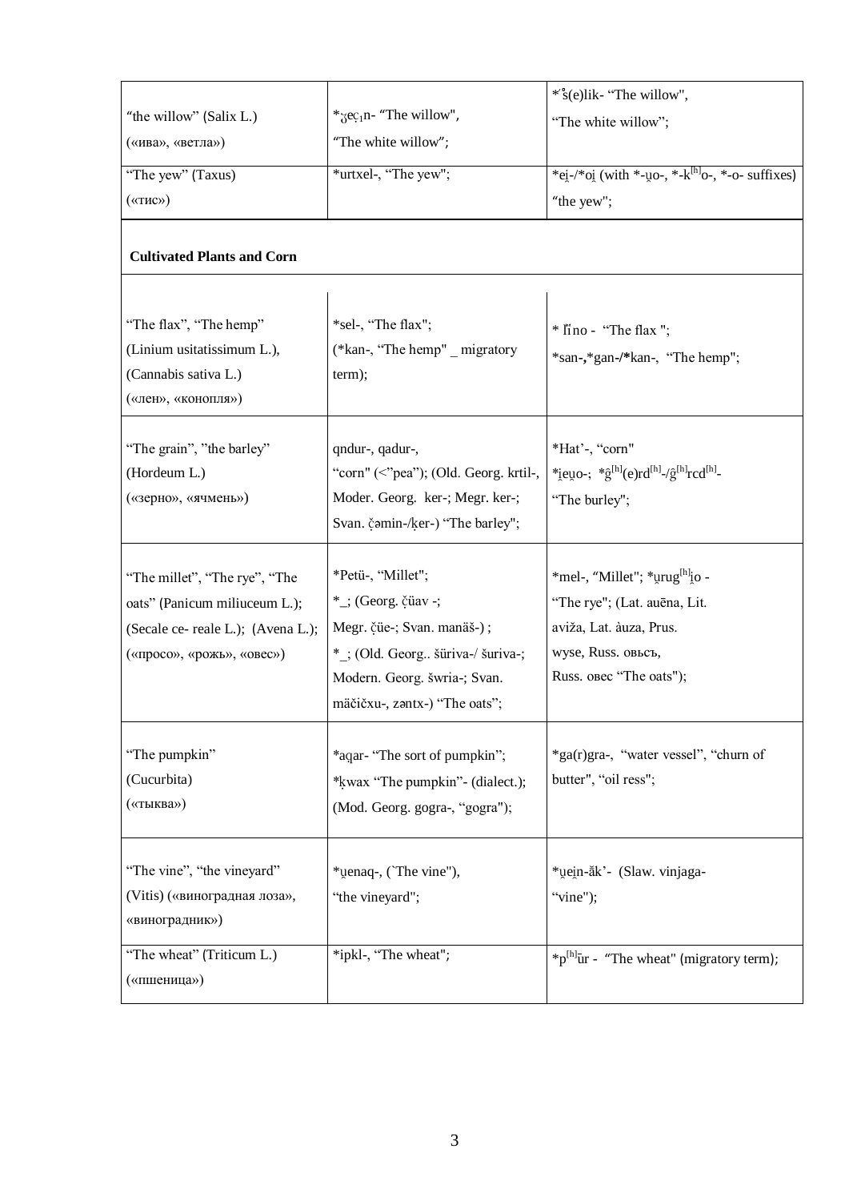| | | |
|---|---|---|
| "the willow" (Salix L.) («ива», «ветла») | *ვeç₁n- "The willow", "The white willow"; | *ś̥(e)lik- "The willow", "The white willow"; |
| "The yew" (Taxus) («тис») | *urtxel-, "The yew"; | *ei̯-/*oi̯ (with *-u̯o-, *-k$^{[h]}$o-, *-o- suffixes) "the yew"; |
| **Cultivated Plants and Corn** | | |
| "The flax", "The hemp" (Linium usitatissimum L.), (Cannabis sativa L.) («лен», «конопля») | *sel-, "The flax"; (*kan-, "The hemp" _ migratory term); | * lĭno - "The flax "; *san-,*gan-/*kan-, "The hemp"; |
| "The grain", "the barley" (Hordeum L.) («зерно», «ячмень») | qndur-, qadur-, "corn" (<"pea"); (Old. Georg. krtil-, Moder. Georg. ker-; Megr. ker-; Svan. čəmin-/ḳer-) "The barley"; | *Hat'-, "corn" *i̯eu̯o-; *ĝ$^{[h]}$(e)rd$^{[h]}$-/ĝ$^{[h]}$rcd$^{[h]}$- "The burley"; |
| "The millet", "The rye", "The oats" (Panicum miliuceum L.); (Secale ce- reale L.); (Avena L.); («просо», «рожь», «овес») | *Petü-, "Millet"; *_; (Georg. čüav -; Megr. čüe-; Svan. manäš-) ; *_; (Old. Georg.. šüriva-/ šuriva-; Modern. Georg. šwria-; Svan. mäčičxu-, zəntx-) "The oats"; | *mel-, "Millet"; *u̯rug$^{[h]}$i̯o - "The rye"; (Lat. auēna, Lit. aviža, Lat. àuza, Prus. wyse, Russ. овьсъ, Russ. овес "The oats"); |
| "The pumpkin" (Cucurbita) («тыква») | *aqar- "The sort of pumpkin"; *ḳwax "The pumpkin"- (dialect.); (Mod. Georg. gogra-, "gogra"); | *ga(r)gra-, "water vessel", "churn of butter", "oil ress"; |
| "The vine", "the vineyard" (Vitis) («виноградная лоза», «виноградник») | *u̯enaq-, (`The vine"), "the vineyard"; | *u̯ei̯n-ăk'- (Slaw. vinjaga- "vine"); |
| "The wheat" (Triticum L.) («пшеница») | *ipkl-, "The wheat"; | *p$^{[h]}$ūr - "The wheat" (migratory term); |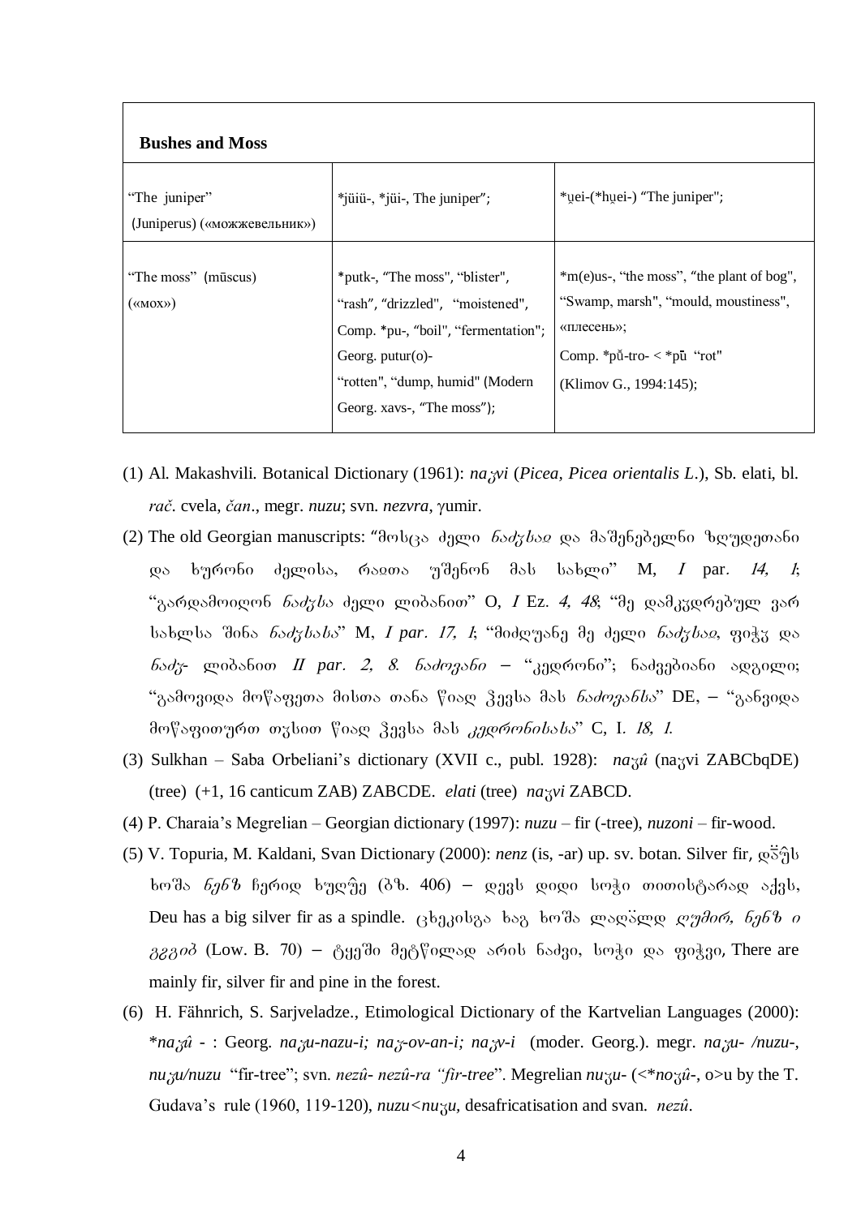| **Bushes and Moss** | | |
|---|---|---|
| "The juniper" (Juniperus) («можжевельник») | *jüiü-, *jüi-, The juniper"; | *u̯ei-(*hu̯ei-) "The juniper"; |
| "The moss" (mūscus) («мох») | *putk-, "The moss", "blister", "rash", "drizzled", "moistened", Comp. *pu-, "boil", "fermentation"; Georg. putur(o)- "rotten", "dump, humid" (Modern Georg. xavs-, "The moss"); | *m(e)us-, "the moss", "the plant of bog", "Swamp, marsh", "mould, moustiness", «плесень»; Comp. *pŭ-tro- < *pū "rot" (Klimov G., 1994:145); |

(1) Al. Makashvili. Botanical Dictionary (1961): *naʒvi* (*Picea, Picea orientalis L.*), Sb. elati, bl. *rač*. cvela, *čan*., megr. *nuzu*; svn. *nezvra*, γumir.

(2) The old Georgian manuscripts: "მოსცა ძელი *ნაძჳსაჲ* და მაშენებელნი ზღუდეთანი და ხურონი ძელისა, რაჲთა უშენონ მას სახლი" M, *I* par. *14, 1*; "გარდამოიღონ *ნაძჳსა* ძელი ლიბანით" O, *I* Ez. *4, 48*; "მე დამკჳდრებულ ვარ სახლსა შინა *ნაძჳსასა*" M, *I par*. *17, 1*; "მიძღუანე მე ძელი *ნაძჳსაჲ*, ფიჭჳ და *ნაძჳ*- ლიბანით *II par*. *2, 8*. *ნაძოვანი* – "კედრონი"; ნაძვებიანი ადგილი; "გამოვიდა მოწაფეთა მისთა თანა წიაღ ჭევსა მას *ნაძოვანსა*" DE, – "განვიდა მოწაფითურთ თჳსით წიაღ ჭევსა მას *კედრონისასა*" C, I. *18, 1.*

(3) Sulkhan – Saba Orbeliani's dictionary (XVII c., publ. 1928): *naʒû* (naʒvi ZABCbqDE) (tree) (+1, 16 canticum ZAB) ZABCDE. *elati* (tree) *naʒvi* ZABCD.

(4) P. Charaia's Megrelian – Georgian dictionary (1997): *nuzu* – fir (-tree), *nuzoni* – fir-wood.

(5) V. Topuria, M. Kaldani, Svan Dictionary (2000): *nenz* (is, -ar) up. sv. botan. Silver fir, დე̈ჷს ხოშა *ნენზ* ჩერიდ ხულჷე (ბზ. 406) – დევს დიდი სოჭი თითისტარად აქვს, Deu has a big silver fir as a spindle. ცხეკისგა ხაგ ხოშა ლადა̈ლდ *ღუმირ, ნენზ ი გეგიმ* (Low. B. 70) – ტყეში მეტწილად არის ნაძვი, სოჭი და ფიჭვი, There are mainly fir, silver fir and pine in the forest.

(6) H. Fähnrich, S. Sarjveladze., Etimological Dictionary of the Kartvelian Languages (2000): **naʒû* - : Georg. *naʒu-nazu-i; naʒ-ov-an-i; naʒv-i* (moder. Georg.). megr. *naʒu- /nuzu-, nuʒu/nuzu* "fir-tree"; svn. *nezû- nezû-ra "fir-tree*". Megrelian *nuʒu-* (<**noʒû-*, o>u by the T. Gudava's rule (1960, 119-120), *nuzu<nuʒu,* desafricatisation and svan. *nezû*.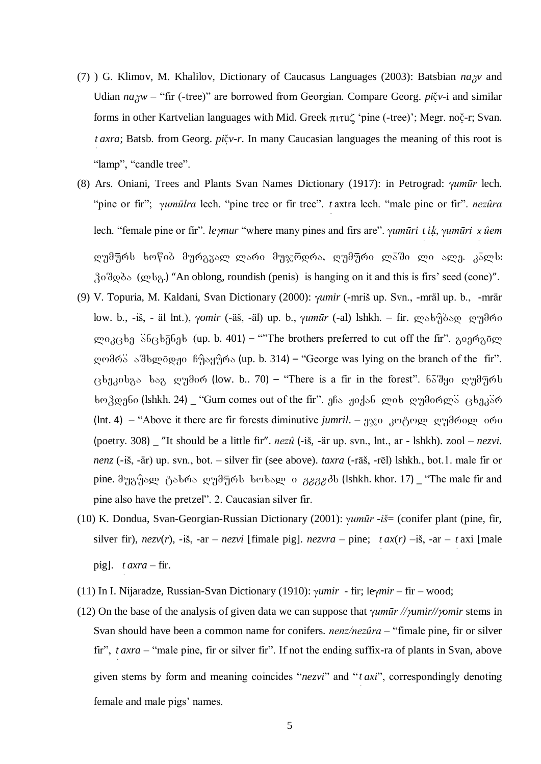(7) ) G. Klimov, M. Khalilov, Dictionary of Caucasus Languages (2003): Batsbian *naʒv* and Udian *naʒw* – "fir (-tree)" are borrowed from Georgian. Compare Georg. *pič̣v*-i and similar forms in other Kartvelian languages with Mid. Greek πιτυζ 'pine (-tree)'; Megr. noč̣-r; Svan. *ṭaxra*; Batsb. from Georg. *pič̣v-r*. In many Caucasian languages the meaning of this root is "lamp", "candle tree".

(8) Ars. Oniani, Trees and Plants Svan Names Dictionary (1917): in Petrograd: *γumūr* lech. "pine or fir"; *γumūlra* lech. "pine tree or fir tree". *ṭ*axtra lech. "male pine or fir". *nezûra* lech. "female pine or fir". *leγmur* "where many pines and firs are". *γumūri ṭ iḳ*, *γumūri x̣ ûem* ღუმჷრს ხოწიბ მურგვალ ლარი მუჯ̈ოდრა, ღუმჷრი ლ̈ში ლი ალე. კ̈ლს: ჭიშდბა (ლსგ.) "An oblong, roundish (penis) is hanging on it and this is firs' seed (cone)".

(9) V. Topuria, M. Kaldani, Svan Dictionary (2000): *γumir* (-mriš up. Svn., -mräl up. b., -mrär low. b., -iš, - äl lnt.), *γomir* (-äš, -äl) up. b., *γumūr* (-al) lshkh. – fir. ლახჷბად ღუმრი ლიკცხე ̈ნცხჷნეხ (up. b. 401) – ""The brothers preferred to cut off the fir". გიერგ̄ილ ღომრ̈ ამხლ̄იდჟი ჩ̂ჟაყ̂ჷრა (up. b. 314) – "George was lying on the branch of the fir". ცხეკისგა ხაგ ღუმირ (low. b.. 70) – "There is a fir in the forest". ნ̈შჟი ღუმჷრს ხოჭდენი (lshkh. 24) _ "Gum comes out of the fir". ეჩა ჟიქან ლიხ ღუმირლ̈ ცხეკ̈რ (lnt. 4) – "Above it there are fir forests diminutive *jumril*. – ეჯ̈ი კოტოლ ღუმრილ ირი (poetry. 308) _ "It should be a little fir". *nezû* (-iš, -är up. svn., lnt., ar - lshkh). zool – *nezvi*. *nenz* (-iš, -är) up. svn., bot. – silver fir (see above). *taxra* (-rāš, -rēl) lshkh., bot.1. male fir or pine. მუგ̂ალ ტახრა ღუმჷრს ხოხალ ი *გეგეგბს* (lshkh. khor. 17) _ "The male fir and pine also have the pretzel". 2. Caucasian silver fir.

(10) K. Dondua, Svan-Georgian-Russian Dictionary (2001): *γumūr -iš*= (conifer plant (pine, fir, silver fir), *nezv*(*r*), -iš, -ar – *nezvi* [fimale pig]. *nezvra* – pine; *ṭax(r)* –iš, -ar – *ṭ*axi [male pig]. *ṭaxra* – fir.

(11) In I. Nijaradze, Russian-Svan Dictionary (1910): *γumir* - fir; le*γmir* – fir – wood;

(12) On the base of the analysis of given data we can suppose that *γumūr //γumir//γomir* stems in Svan should have been a common name for conifers. *nenz/nezûra* – "fimale pine, fir or silver fir", *ṭaxra* – "male pine, fir or silver fir". If not the ending suffix-ra of plants in Svan, above given stems by form and meaning coincides "*nezvi*" and "*ṭaxi*", correspondingly denoting female and male pigs' names.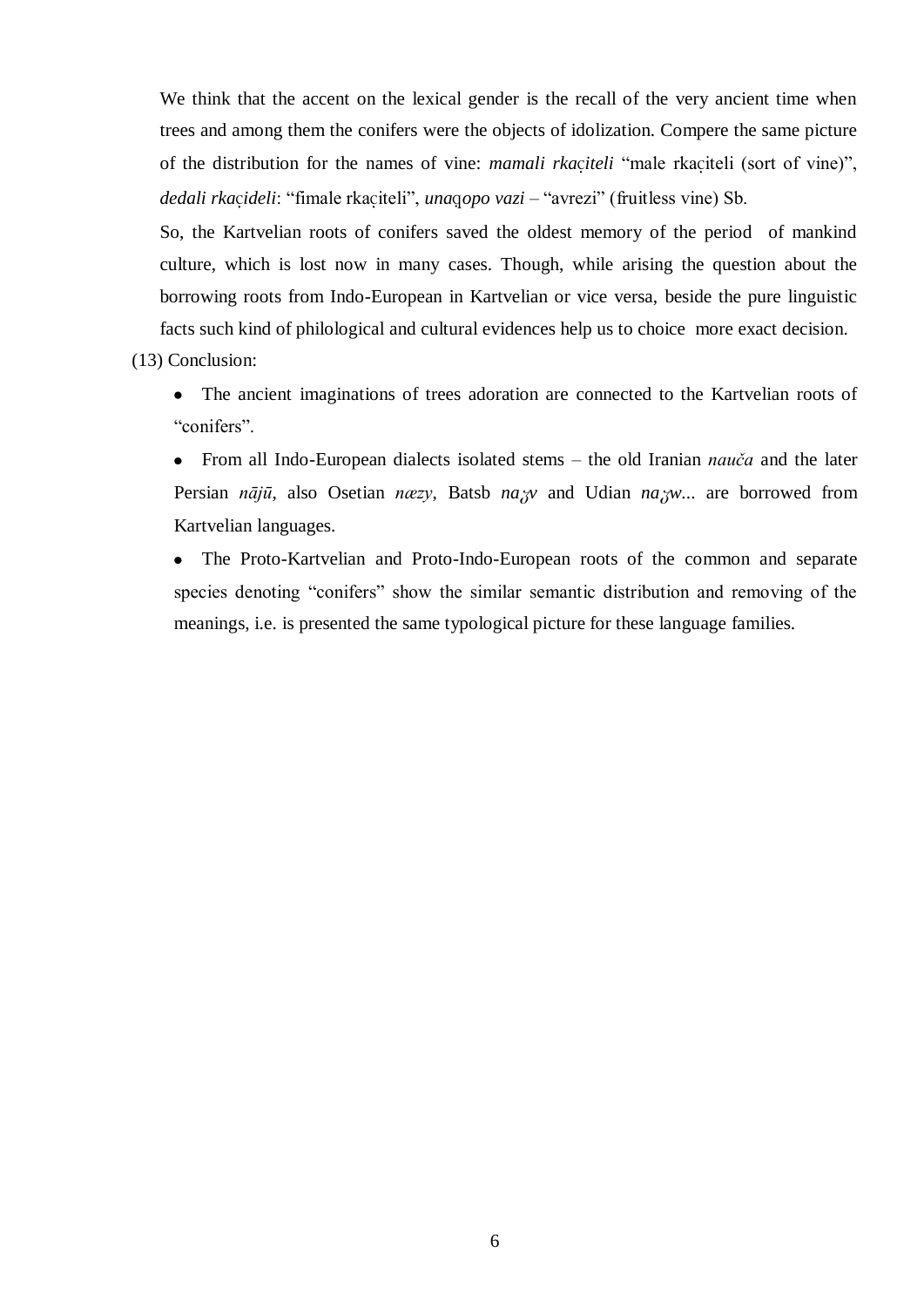We think that the accent on the lexical gender is the recall of the very ancient time when trees and among them the conifers were the objects of idolization. Compere the same picture of the distribution for the names of vine: *mamali rkaċiteli* "male rkaċiteli (sort of vine)", *dedali rkaċideli*: "fimale rkaċiteli", *unaq̇opo vazi* – "avrezi" (fruitless vine) Sb.

So, the Kartvelian roots of conifers saved the oldest memory of the period of mankind culture, which is lost now in many cases. Though, while arising the question about the borrowing roots from Indo-European in Kartvelian or vice versa, beside the pure linguistic facts such kind of philological and cultural evidences help us to choice more exact decision.

(13) Conclusion:

- The ancient imaginations of trees adoration are connected to the Kartvelian roots of "conifers".
- From all Indo-European dialects isolated stems – the old Iranian *nauča* and the later Persian *nājū*, also Osetian *næzy*, Batsb *naʒ̆v* and Udian *naʒ̆w*... are borrowed from Kartvelian languages.
- The Proto-Kartvelian and Proto-Indo-European roots of the common and separate species denoting "conifers" show the similar semantic distribution and removing of the meanings, i.e. is presented the same typological picture for these language families.